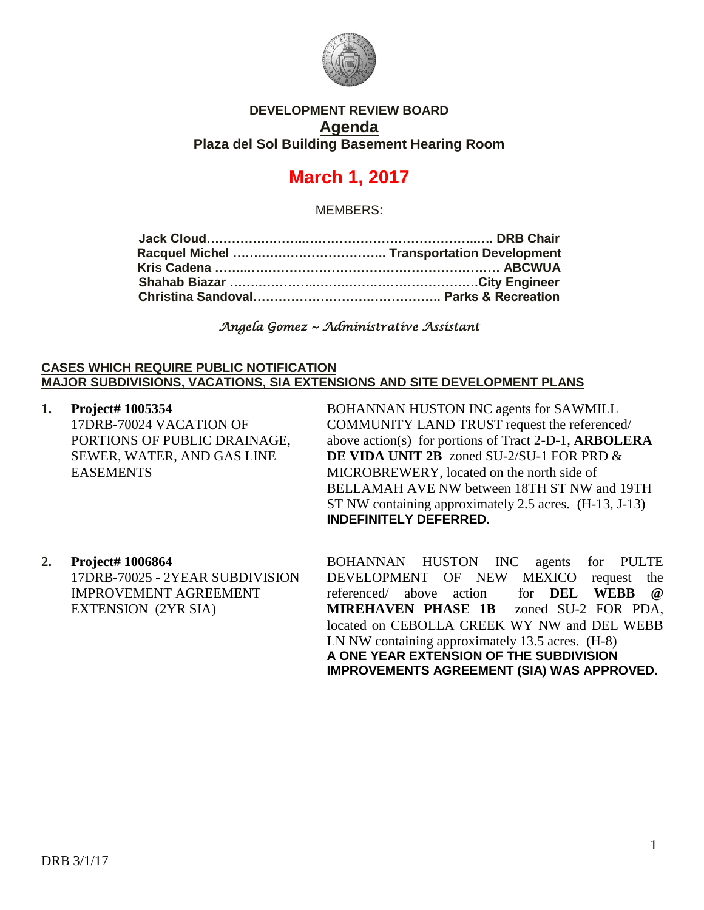**DEVELOPMENT REVIEW BOARD**

**Agenda**

**Plaza del Sol Building Basement Hearing Room**

# March 1, 2017

MEMBERS:

**Jack Cloud……………………………………………………… DRB Chair**
**Racquel Michel ……………………………… Transportation Development**
**Kris Cadena ……………………………………………………… ABCWUA**
**Shahab Biazar ……………………………………………………City Engineer**
**Christina Sandoval……………………………………… Parks & Recreation**

*Angela Gomez ~ Administrative Assistant*

**CASES WHICH REQUIRE PUBLIC NOTIFICATION**
**MAJOR SUBDIVISIONS, VACATIONS, SIA EXTENSIONS AND SITE DEVELOPMENT PLANS**

1. **Project# 1005354**
   17DRB-70024 VACATION OF PORTIONS OF PUBLIC DRAINAGE, SEWER, WATER, AND GAS LINE EASEMENTS

   BOHANNAN HUSTON INC agents for SAWMILL COMMUNITY LAND TRUST request the referenced/ above action(s) for portions of Tract 2-D-1, **ARBOLERA DE VIDA UNIT 2B** zoned SU-2/SU-1 FOR PRD & MICROBREWERY, located on the north side of BELLAMAH AVE NW between 18TH ST NW and 19TH ST NW containing approximately 2.5 acres. (H-13, J-13)
   **INDEFINITELY DEFERRED.**

2. **Project# 1006864**
   17DRB-70025 - 2YEAR SUBDIVISION IMPROVEMENT AGREEMENT EXTENSION (2YR SIA)

   BOHANNAN HUSTON INC agents for PULTE DEVELOPMENT OF NEW MEXICO request the referenced/ above action for **DEL WEBB @ MIREHAVEN PHASE 1B** zoned SU-2 FOR PDA, located on CEBOLLA CREEK WY NW and DEL WEBB LN NW containing approximately 13.5 acres. (H-8)
   **A ONE YEAR EXTENSION OF THE SUBDIVISION IMPROVEMENTS AGREEMENT (SIA) WAS APPROVED.**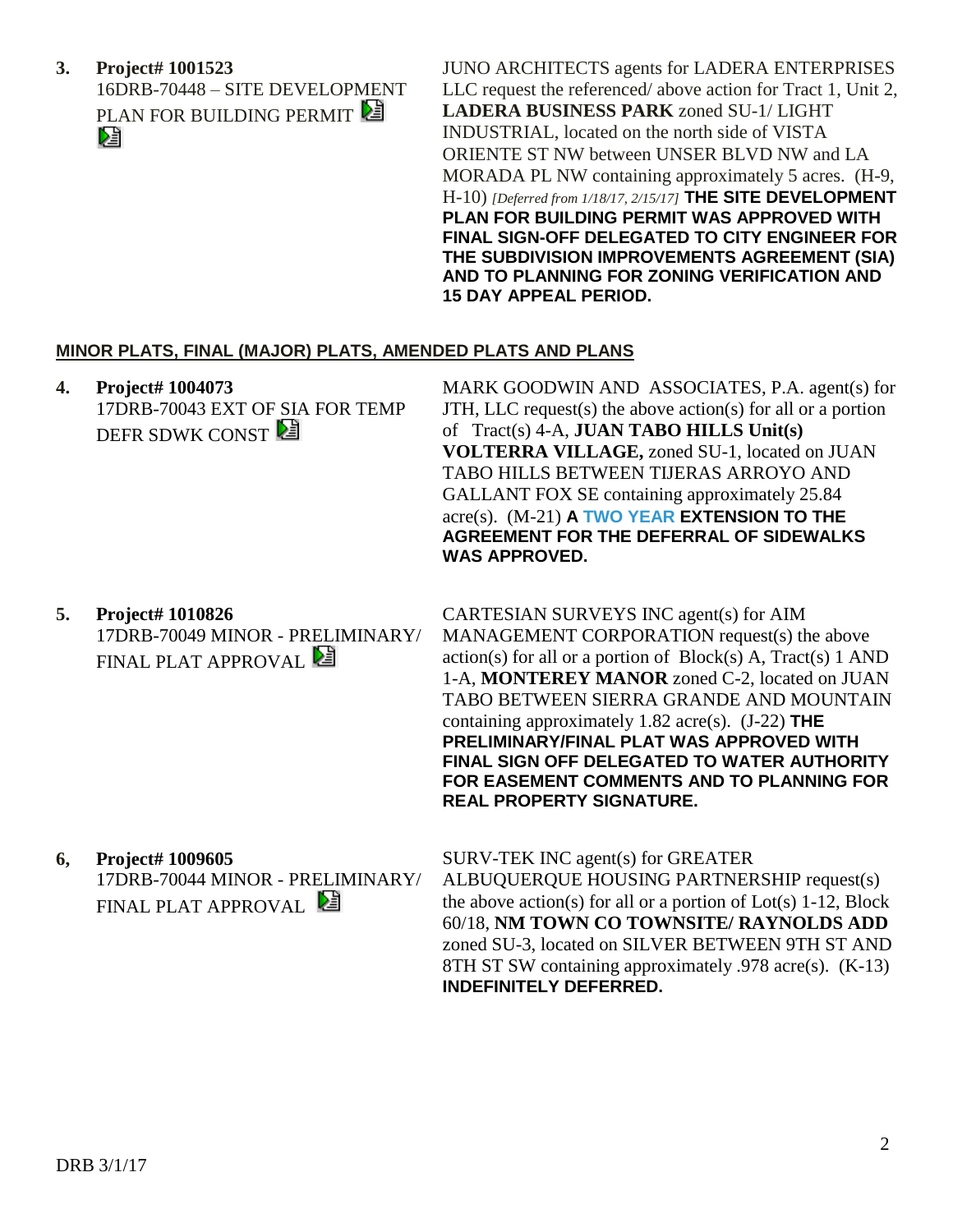**3. Project# 1001523**
16DRB-70448 – SITE DEVELOPMENT PLAN FOR BUILDING PERMIT

JUNO ARCHITECTS agents for LADERA ENTERPRISES LLC request the referenced/ above action for Tract 1, Unit 2, **LADERA BUSINESS PARK** zoned SU-1/ LIGHT INDUSTRIAL, located on the north side of VISTA ORIENTE ST NW between UNSER BLVD NW and LA MORADA PL NW containing approximately 5 acres. (H-9, H-10) *[Deferred from 1/18/17, 2/15/17]* **THE SITE DEVELOPMENT PLAN FOR BUILDING PERMIT WAS APPROVED WITH FINAL SIGN-OFF DELEGATED TO CITY ENGINEER FOR THE SUBDIVISION IMPROVEMENTS AGREEMENT (SIA) AND TO PLANNING FOR ZONING VERIFICATION AND 15 DAY APPEAL PERIOD.**

## MINOR PLATS, FINAL (MAJOR) PLATS, AMENDED PLATS AND PLANS

**4. Project# 1004073**
17DRB-70043 EXT OF SIA FOR TEMP DEFR SDWK CONST

MARK GOODWIN AND ASSOCIATES, P.A. agent(s) for JTH, LLC request(s) the above action(s) for all or a portion of Tract(s) 4-A, **JUAN TABO HILLS Unit(s) VOLTERRA VILLAGE,** zoned SU-1, located on JUAN TABO HILLS BETWEEN TIJERAS ARROYO AND GALLANT FOX SE containing approximately 25.84 acre(s). (M-21) **A TWO YEAR EXTENSION TO THE AGREEMENT FOR THE DEFERRAL OF SIDEWALKS WAS APPROVED.**

**5. Project# 1010826**
17DRB-70049 MINOR - PRELIMINARY/ FINAL PLAT APPROVAL

CARTESIAN SURVEYS INC agent(s) for AIM MANAGEMENT CORPORATION request(s) the above action(s) for all or a portion of Block(s) A, Tract(s) 1 AND 1-A, **MONTEREY MANOR** zoned C-2, located on JUAN TABO BETWEEN SIERRA GRANDE AND MOUNTAIN containing approximately 1.82 acre(s). (J-22) **THE PRELIMINARY/FINAL PLAT WAS APPROVED WITH FINAL SIGN OFF DELEGATED TO WATER AUTHORITY FOR EASEMENT COMMENTS AND TO PLANNING FOR REAL PROPERTY SIGNATURE.**

**6, Project# 1009605**
17DRB-70044 MINOR - PRELIMINARY/ FINAL PLAT APPROVAL

SURV-TEK INC agent(s) for GREATER ALBUQUERQUE HOUSING PARTNERSHIP request(s) the above action(s) for all or a portion of Lot(s) 1-12, Block 60/18, **NM TOWN CO TOWNSITE/ RAYNOLDS ADD** zoned SU-3, located on SILVER BETWEEN 9TH ST AND 8TH ST SW containing approximately .978 acre(s). (K-13) **INDEFINITELY DEFERRED.**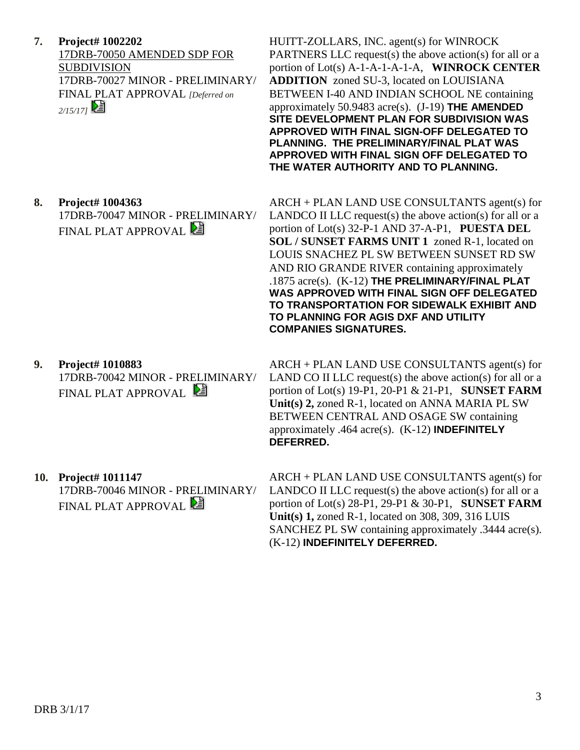**7. Project# 1002202**
17DRB-70050 AMENDED SDP FOR SUBDIVISION
17DRB-70027 MINOR - PRELIMINARY/ FINAL PLAT APPROVAL *[Deferred on 2/15/17]*

HUITT-ZOLLARS, INC. agent(s) for WINROCK PARTNERS LLC request(s) the above action(s) for all or a portion of Lot(s) A-1-A-1-A-1-A, **WINROCK CENTER ADDITION** zoned SU-3, located on LOUISIANA BETWEEN I-40 AND INDIAN SCHOOL NE containing approximately 50.9483 acre(s). (J-19) **THE AMENDED SITE DEVELOPMENT PLAN FOR SUBDIVISION WAS APPROVED WITH FINAL SIGN-OFF DELEGATED TO PLANNING. THE PRELIMINARY/FINAL PLAT WAS APPROVED WITH FINAL SIGN OFF DELEGATED TO THE WATER AUTHORITY AND TO PLANNING.**

**8. Project# 1004363**
17DRB-70047 MINOR - PRELIMINARY/ FINAL PLAT APPROVAL

ARCH + PLAN LAND USE CONSULTANTS agent(s) for LANDCO II LLC request(s) the above action(s) for all or a portion of Lot(s) 32-P-1 AND 37-A-P1, **PUESTA DEL SOL / SUNSET FARMS UNIT 1** zoned R-1, located on LOUIS SNACHEZ PL SW BETWEEN SUNSET RD SW AND RIO GRANDE RIVER containing approximately .1875 acre(s). (K-12) **THE PRELIMINARY/FINAL PLAT WAS APPROVED WITH FINAL SIGN OFF DELEGATED TO TRANSPORTATION FOR SIDEWALK EXHIBIT AND TO PLANNING FOR AGIS DXF AND UTILITY COMPANIES SIGNATURES.**

**9. Project# 1010883**
17DRB-70042 MINOR - PRELIMINARY/ FINAL PLAT APPROVAL

ARCH + PLAN LAND USE CONSULTANTS agent(s) for LAND CO II LLC request(s) the above action(s) for all or a portion of Lot(s) 19-P1, 20-P1 & 21-P1, **SUNSET FARM Unit(s) 2,** zoned R-1, located on ANNA MARIA PL SW BETWEEN CENTRAL AND OSAGE SW containing approximately .464 acre(s). (K-12) **INDEFINITELY DEFERRED.**

**10. Project# 1011147**
17DRB-70046 MINOR - PRELIMINARY/ FINAL PLAT APPROVAL

ARCH + PLAN LAND USE CONSULTANTS agent(s) for LANDCO II LLC request(s) the above action(s) for all or a portion of Lot(s) 28-P1, 29-P1 & 30-P1, **SUNSET FARM Unit(s) 1,** zoned R-1, located on 308, 309, 316 LUIS SANCHEZ PL SW containing approximately .3444 acre(s). (K-12) **INDEFINITELY DEFERRED.**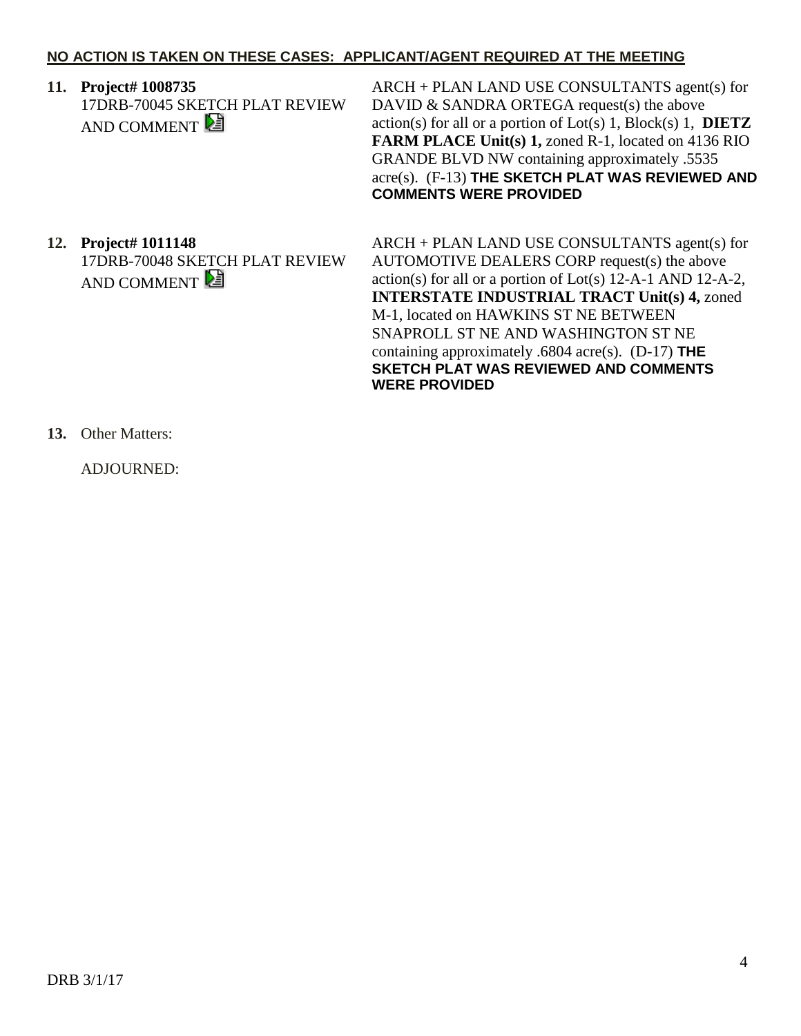**NO ACTION IS TAKEN ON THESE CASES: APPLICANT/AGENT REQUIRED AT THE MEETING**

11. **Project# 1008735**
17DRB-70045 SKETCH PLAT REVIEW AND COMMENT

ARCH + PLAN LAND USE CONSULTANTS agent(s) for DAVID & SANDRA ORTEGA request(s) the above action(s) for all or a portion of Lot(s) 1, Block(s) 1, **DIETZ FARM PLACE Unit(s) 1,** zoned R-1, located on 4136 RIO GRANDE BLVD NW containing approximately .5535 acre(s). (F-13) **THE SKETCH PLAT WAS REVIEWED AND COMMENTS WERE PROVIDED**

12. **Project# 1011148**
17DRB-70048 SKETCH PLAT REVIEW AND COMMENT

ARCH + PLAN LAND USE CONSULTANTS agent(s) for AUTOMOTIVE DEALERS CORP request(s) the above action(s) for all or a portion of Lot(s) 12-A-1 AND 12-A-2, **INTERSTATE INDUSTRIAL TRACT Unit(s) 4,** zoned M-1, located on HAWKINS ST NE BETWEEN SNAPROLL ST NE AND WASHINGTON ST NE containing approximately .6804 acre(s). (D-17) **THE SKETCH PLAT WAS REVIEWED AND COMMENTS WERE PROVIDED**

13. Other Matters:

ADJOURNED:

DRB 3/1/17